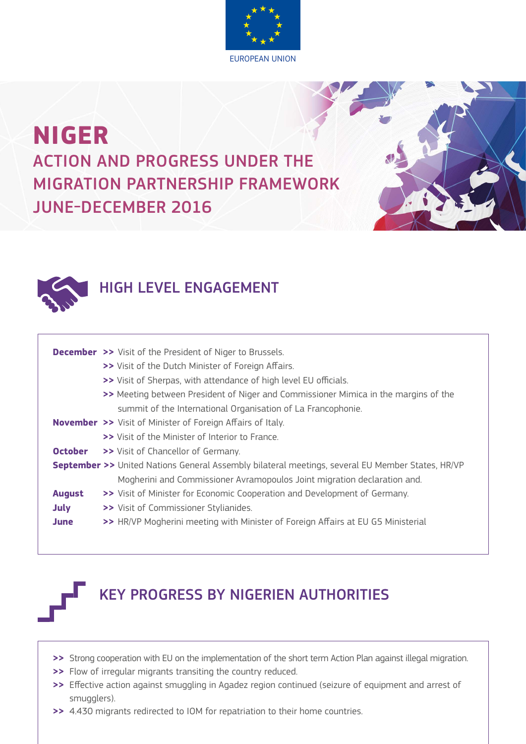EUROPEAN UNION

# NIGER

## ACTION AND PROGRESS UNDER THE MIGRATION PARTNERSHIP FRAMEWORK JUNE-DECEMBER 2016

## HIGH LEVEL ENGAGEMENT

**December**
- >> Visit of the President of Niger to Brussels.
- >> Visit of the Dutch Minister of Foreign Affairs.
- >> Visit of Sherpas, with attendance of high level EU officials.
- >> Meeting between President of Niger and Commissioner Mimica in the margins of the summit of the International Organisation of La Francophonie.

**November**
- >> Visit of Minister of Foreign Affairs of Italy.
- >> Visit of the Minister of Interior to France.

**October**
- >> Visit of Chancellor of Germany.

**September**
- >> United Nations General Assembly bilateral meetings, several EU Member States, HR/VP Mogherini and Commissioner Avramopoulos Joint migration declaration and.

**August**
- >> Visit of Minister for Economic Cooperation and Development of Germany.

**July**
- >> Visit of Commissioner Stylianides.

**June**
- >> HR/VP Mogherini meeting with Minister of Foreign Affairs at EU G5 Ministerial

## KEY PROGRESS BY NIGERIEN AUTHORITIES

- >> Strong cooperation with EU on the implementation of the short term Action Plan against illegal migration.
- >> Flow of irregular migrants transiting the country reduced.
- >> Effective action against smuggling in Agadez region continued (seizure of equipment and arrest of smugglers).
- >> 4.430 migrants redirected to IOM for repatriation to their home countries.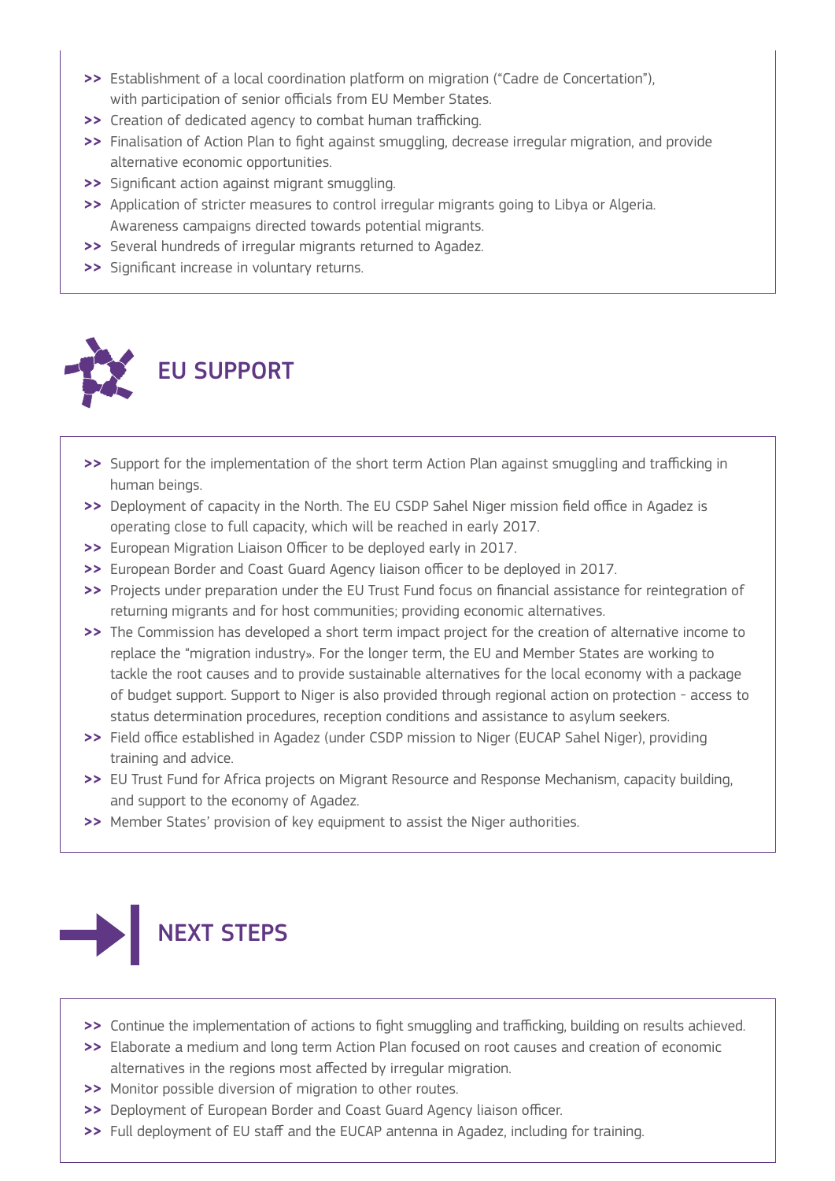- Establishment of a local coordination platform on migration ("Cadre de Concertation"), with participation of senior officials from EU Member States.
- Creation of dedicated agency to combat human trafficking.
- Finalisation of Action Plan to fight against smuggling, decrease irregular migration, and provide alternative economic opportunities.
- Significant action against migrant smuggling.
- Application of stricter measures to control irregular migrants going to Libya or Algeria. Awareness campaigns directed towards potential migrants.
- Several hundreds of irregular migrants returned to Agadez.
- Significant increase in voluntary returns.

## EU SUPPORT

- Support for the implementation of the short term Action Plan against smuggling and trafficking in human beings.
- Deployment of capacity in the North. The EU CSDP Sahel Niger mission field office in Agadez is operating close to full capacity, which will be reached in early 2017.
- European Migration Liaison Officer to be deployed early in 2017.
- European Border and Coast Guard Agency liaison officer to be deployed in 2017.
- Projects under preparation under the EU Trust Fund focus on financial assistance for reintegration of returning migrants and for host communities; providing economic alternatives.
- The Commission has developed a short term impact project for the creation of alternative income to replace the "migration industry». For the longer term, the EU and Member States are working to tackle the root causes and to provide sustainable alternatives for the local economy with a package of budget support. Support to Niger is also provided through regional action on protection - access to status determination procedures, reception conditions and assistance to asylum seekers.
- Field office established in Agadez (under CSDP mission to Niger (EUCAP Sahel Niger), providing training and advice.
- EU Trust Fund for Africa projects on Migrant Resource and Response Mechanism, capacity building, and support to the economy of Agadez.
- Member States' provision of key equipment to assist the Niger authorities.

## NEXT STEPS

- Continue the implementation of actions to fight smuggling and trafficking, building on results achieved.
- Elaborate a medium and long term Action Plan focused on root causes and creation of economic alternatives in the regions most affected by irregular migration.
- Monitor possible diversion of migration to other routes.
- Deployment of European Border and Coast Guard Agency liaison officer.
- Full deployment of EU staff and the EUCAP antenna in Agadez, including for training.